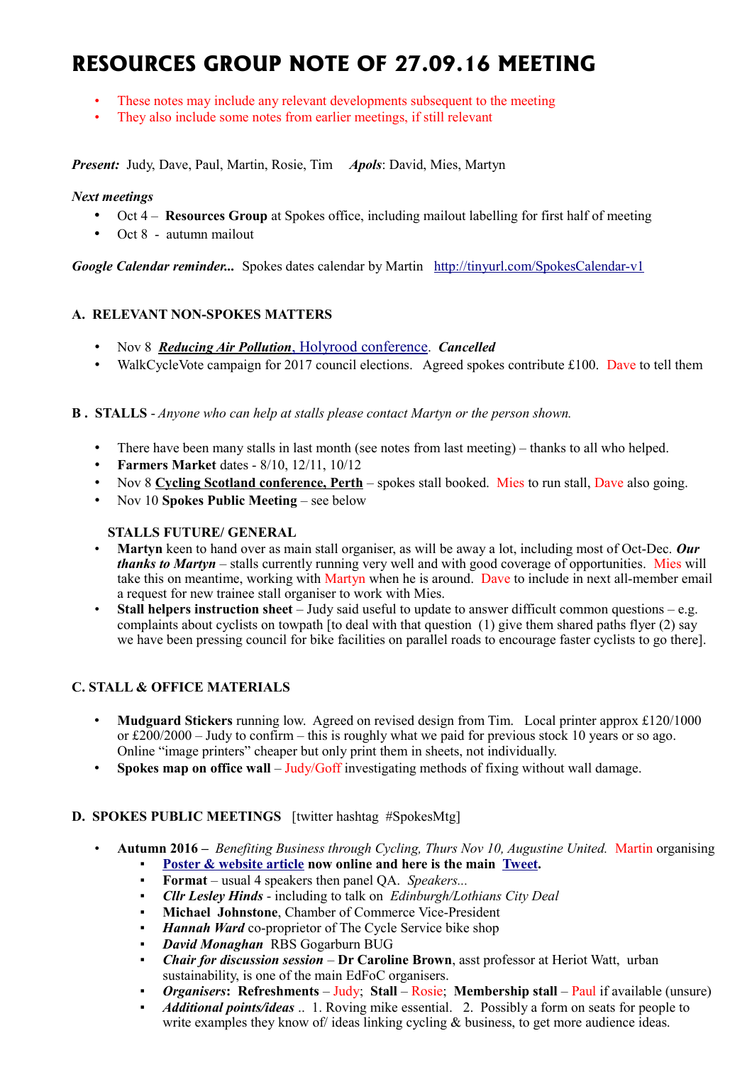# RESOURCES GROUP NOTE OF 27.09.16 MEETING

- These notes may include any relevant developments subsequent to the meeting
- They also include some notes from earlier meetings, if still relevant

***Present:*** Judy, Dave, Paul, Martin, Rosie, Tim ***Apols***: David, Mies, Martyn

***Next meetings***

- Oct 4 – **Resources Group** at Spokes office, including mailout labelling for first half of meeting
- Oct 8 - autumn mailout

***Google Calendar reminder...*** Spokes dates calendar by Martin http://tinyurl.com/SpokesCalendar-v1

### A. RELEVANT NON-SPOKES MATTERS

- Nov 8 ***Reducing Air Pollution*, Holyrood conference**. ***Cancelled***
- WalkCycleVote campaign for 2017 council elections. Agreed spokes contribute £100. Dave to tell them

### B . STALLS - *Anyone who can help at stalls please contact Martyn or the person shown.*

- There have been many stalls in last month (see notes from last meeting) – thanks to all who helped.
- **Farmers Market** dates - 8/10, 12/11, 10/12
- Nov 8 **Cycling Scotland conference, Perth** – spokes stall booked. Mies to run stall, Dave also going.
- Nov 10 **Spokes Public Meeting** – see below

**STALLS FUTURE/ GENERAL**

- **Martyn** keen to hand over as main stall organiser, as will be away a lot, including most of Oct-Dec. ***Our thanks to Martyn*** – stalls currently running very well and with good coverage of opportunities. Mies will take this on meantime, working with Martyn when he is around. Dave to include in next all-member email a request for new trainee stall organiser to work with Mies.
- **Stall helpers instruction sheet** – Judy said useful to update to answer difficult common questions – e.g. complaints about cyclists on towpath [to deal with that question (1) give them shared paths flyer (2) say we have been pressing council for bike facilities on parallel roads to encourage faster cyclists to go there].

### C. STALL & OFFICE MATERIALS

- **Mudguard Stickers** running low. Agreed on revised design from Tim. Local printer approx £120/1000 or £200/2000 – Judy to confirm – this is roughly what we paid for previous stock 10 years or so ago. Online "image printers" cheaper but only print them in sheets, not individually.
- **Spokes map on office wall** – Judy/Goff investigating methods of fixing without wall damage.

### D. SPOKES PUBLIC MEETINGS [twitter hashtag #SpokesMtg]

- **Autumn 2016 –** *Benefiting Business through Cycling, Thurs Nov 10, Augustine United.* Martin organising
  - **Poster & website article now online and here is the main Tweet.**
  - **Format** – usual 4 speakers then panel QA. *Speakers...*
  - ***Cllr Lesley Hinds*** - including to talk on *Edinburgh/Lothians City Deal*
  - **Michael Johnstone**, Chamber of Commerce Vice-President
  - ***Hannah Ward*** co-proprietor of The Cycle Service bike shop
  - ***David Monaghan*** RBS Gogarburn BUG
  - ***Chair for discussion session*** – **Dr Caroline Brown**, asst professor at Heriot Watt, urban sustainability, is one of the main EdFoC organisers.
  - ***Organisers*: Refreshments** – Judy; **Stall** – Rosie; **Membership stall** – Paul if available (unsure)
  - ***Additional points/ideas*** .. 1. Roving mike essential. 2. Possibly a form on seats for people to write examples they know of/ ideas linking cycling & business, to get more audience ideas.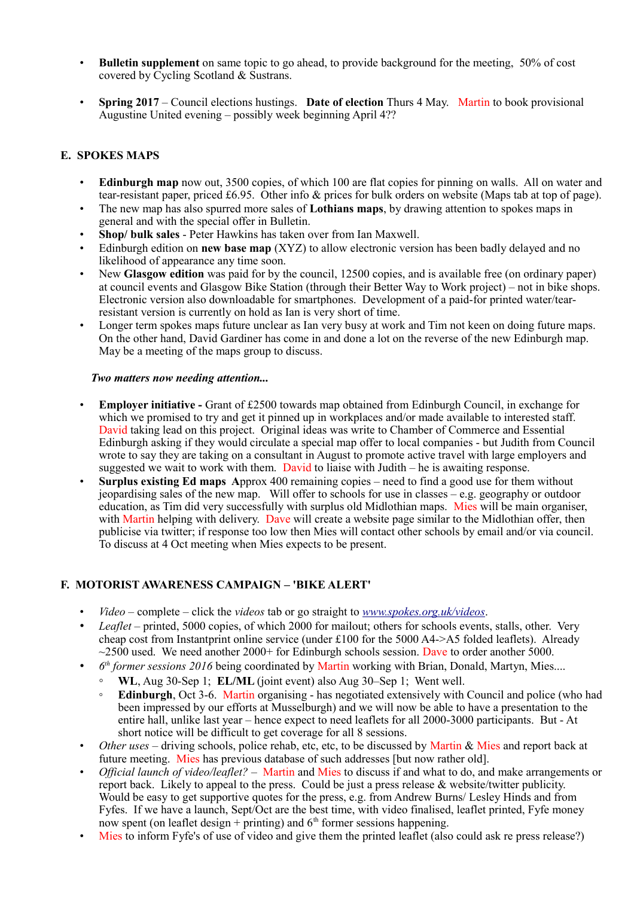- **Bulletin supplement** on same topic to go ahead, to provide background for the meeting, 50% of cost covered by Cycling Scotland & Sustrans.

- **Spring 2017** – Council elections hustings. **Date of election** Thurs 4 May. Martin to book provisional Augustine United evening – possibly week beginning April 4??

## E. SPOKES MAPS

- **Edinburgh map** now out, 3500 copies, of which 100 are flat copies for pinning on walls. All on water and tear-resistant paper, priced £6.95. Other info & prices for bulk orders on website (Maps tab at top of page).
- The new map has also spurred more sales of **Lothians maps**, by drawing attention to spokes maps in general and with the special offer in Bulletin.
- **Shop/ bulk sales** - Peter Hawkins has taken over from Ian Maxwell.
- Edinburgh edition on **new base map** (XYZ) to allow electronic version has been badly delayed and no likelihood of appearance any time soon.
- New **Glasgow edition** was paid for by the council, 12500 copies, and is available free (on ordinary paper) at council events and Glasgow Bike Station (through their Better Way to Work project) – not in bike shops. Electronic version also downloadable for smartphones. Development of a paid-for printed water/tear-resistant version is currently on hold as Ian is very short of time.
- Longer term spokes maps future unclear as Ian very busy at work and Tim not keen on doing future maps. On the other hand, David Gardiner has come in and done a lot on the reverse of the new Edinburgh map. May be a meeting of the maps group to discuss.

***Two matters now needing attention...***

- **Employer initiative -** Grant of £2500 towards map obtained from Edinburgh Council, in exchange for which we promised to try and get it pinned up in workplaces and/or made available to interested staff. David taking lead on this project. Original ideas was write to Chamber of Commerce and Essential Edinburgh asking if they would circulate a special map offer to local companies - but Judith from Council wrote to say they are taking on a consultant in August to promote active travel with large employers and suggested we wait to work with them. David to liaise with Judith – he is awaiting response.
- **Surplus existing Ed maps** Approx 400 remaining copies – need to find a good use for them without jeopardising sales of the new map. Will offer to schools for use in classes – e.g. geography or outdoor education, as Tim did very successfully with surplus old Midlothian maps. Mies will be main organiser, with Martin helping with delivery. Dave will create a website page similar to the Midlothian offer, then publicise via twitter; if response too low then Mies will contact other schools by email and/or via council. To discuss at 4 Oct meeting when Mies expects to be present.

## F. MOTORIST AWARENESS CAMPAIGN – 'BIKE ALERT'

- *Video* – complete – click the *videos* tab or go straight to *www.spokes.org.uk/videos*.
- *Leaflet* – printed, 5000 copies, of which 2000 for mailout; others for schools events, stalls, other. Very cheap cost from Instantprint online service (under £100 for the 5000 A4->A5 folded leaflets). Already ~2500 used. We need another 2000+ for Edinburgh schools session. Dave to order another 5000.
- *6th former sessions 2016* being coordinated by Martin working with Brian, Donald, Martyn, Mies....
  - **WL**, Aug 30-Sep 1; **EL/ML** (joint event) also Aug 30–Sep 1; Went well.
  - **Edinburgh**, Oct 3-6. Martin organising - has negotiated extensively with Council and police (who had been impressed by our efforts at Musselburgh) and we will now be able to have a presentation to the entire hall, unlike last year – hence expect to need leaflets for all 2000-3000 participants. But - At short notice will be difficult to get coverage for all 8 sessions.
- *Other uses* – driving schools, police rehab, etc, etc, to be discussed by Martin & Mies and report back at future meeting. Mies has previous database of such addresses [but now rather old].
- *Official launch of video/leaflet?* – Martin and Mies to discuss if and what to do, and make arrangements or report back. Likely to appeal to the press. Could be just a press release & website/twitter publicity. Would be easy to get supportive quotes for the press, e.g. from Andrew Burns/ Lesley Hinds and from Fyfes. If we have a launch, Sept/Oct are the best time, with video finalised, leaflet printed, Fyfe money now spent (on leaflet design + printing) and 6th former sessions happening.
- Mies to inform Fyfe's of use of video and give them the printed leaflet (also could ask re press release?)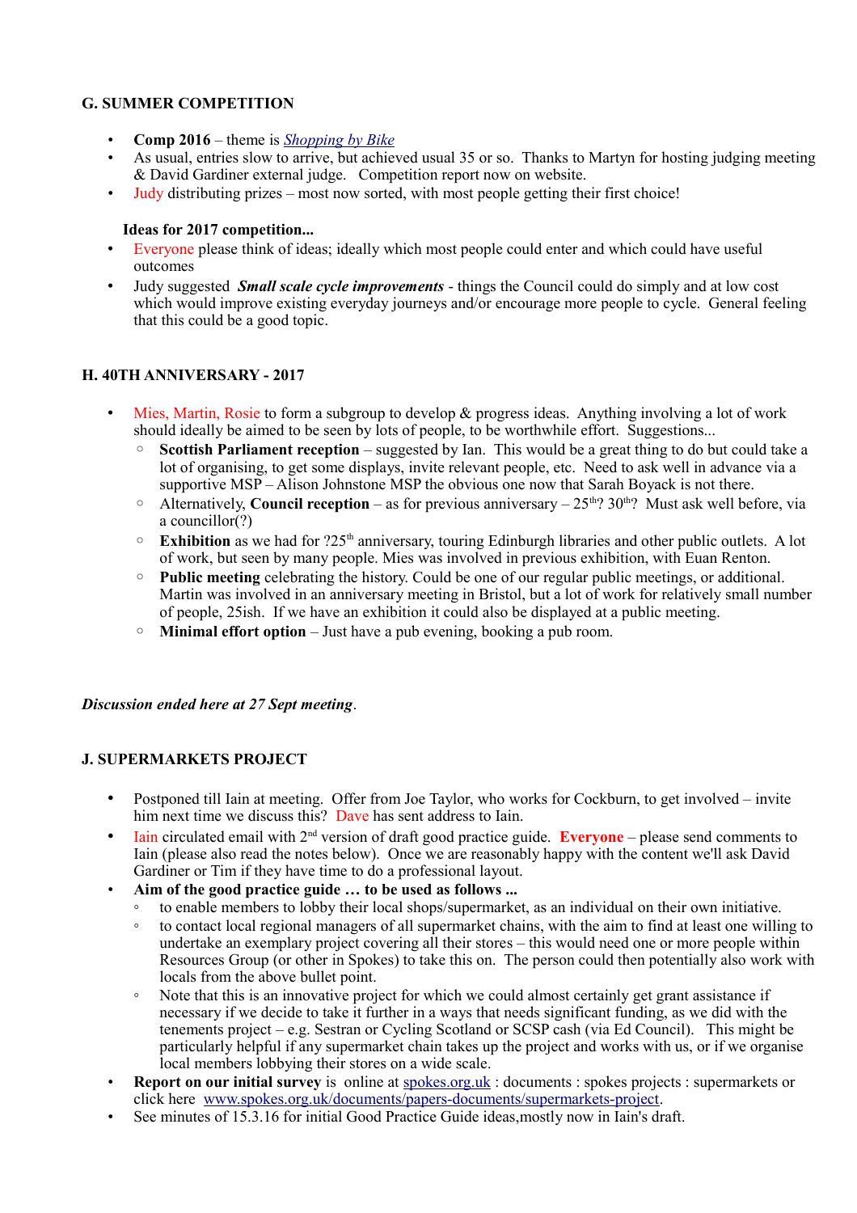### G. SUMMER COMPETITION

- **Comp 2016** – theme is ***Shopping by Bike***
- As usual, entries slow to arrive, but achieved usual 35 or so. Thanks to Martyn for hosting judging meeting & David Gardiner external judge. Competition report now on website.
- Judy distributing prizes – most now sorted, with most people getting their first choice!

**Ideas for 2017 competition...**

- Everyone please think of ideas; ideally which most people could enter and which could have useful outcomes
- Judy suggested ***Small scale cycle improvements*** - things the Council could do simply and at low cost which would improve existing everyday journeys and/or encourage more people to cycle. General feeling that this could be a good topic.

### H. 40TH ANNIVERSARY - 2017

- Mies, Martin, Rosie to form a subgroup to develop & progress ideas. Anything involving a lot of work should ideally be aimed to be seen by lots of people, to be worthwhile effort. Suggestions...
  - **Scottish Parliament reception** – suggested by Ian. This would be a great thing to do but could take a lot of organising, to get some displays, invite relevant people, etc. Need to ask well in advance via a supportive MSP – Alison Johnstone MSP the obvious one now that Sarah Boyack is not there.
  - Alternatively, **Council reception** – as for previous anniversary – 25th? 30th? Must ask well before, via a councillor(?)
  - **Exhibition** as we had for ?25th anniversary, touring Edinburgh libraries and other public outlets. A lot of work, but seen by many people. Mies was involved in previous exhibition, with Euan Renton.
  - **Public meeting** celebrating the history. Could be one of our regular public meetings, or additional. Martin was involved in an anniversary meeting in Bristol, but a lot of work for relatively small number of people, 25ish. If we have an exhibition it could also be displayed at a public meeting.
  - **Minimal effort option** – Just have a pub evening, booking a pub room.

***Discussion ended here at 27 Sept meeting***.

### J. SUPERMARKETS PROJECT

- Postponed till Iain at meeting. Offer from Joe Taylor, who works for Cockburn, to get involved – invite him next time we discuss this? Dave has sent address to Iain.
- Iain circulated email with 2nd version of draft good practice guide. **Everyone** – please send comments to Iain (please also read the notes below). Once we are reasonably happy with the content we'll ask David Gardiner or Tim if they have time to do a professional layout.
- **Aim of the good practice guide … to be used as follows ...**
  - to enable members to lobby their local shops/supermarket, as an individual on their own initiative.
  - to contact local regional managers of all supermarket chains, with the aim to find at least one willing to undertake an exemplary project covering all their stores – this would need one or more people within Resources Group (or other in Spokes) to take this on. The person could then potentially also work with locals from the above bullet point.
  - Note that this is an innovative project for which we could almost certainly get grant assistance if necessary if we decide to take it further in a ways that needs significant funding, as we did with the tenements project – e.g. Sestran or Cycling Scotland or SCSP cash (via Ed Council). This might be particularly helpful if any supermarket chain takes up the project and works with us, or if we organise local members lobbying their stores on a wide scale.
- **Report on our initial survey** is online at spokes.org.uk : documents : spokes projects : supermarkets or click here www.spokes.org.uk/documents/papers-documents/supermarkets-project.
- See minutes of 15.3.16 for initial Good Practice Guide ideas,mostly now in Iain's draft.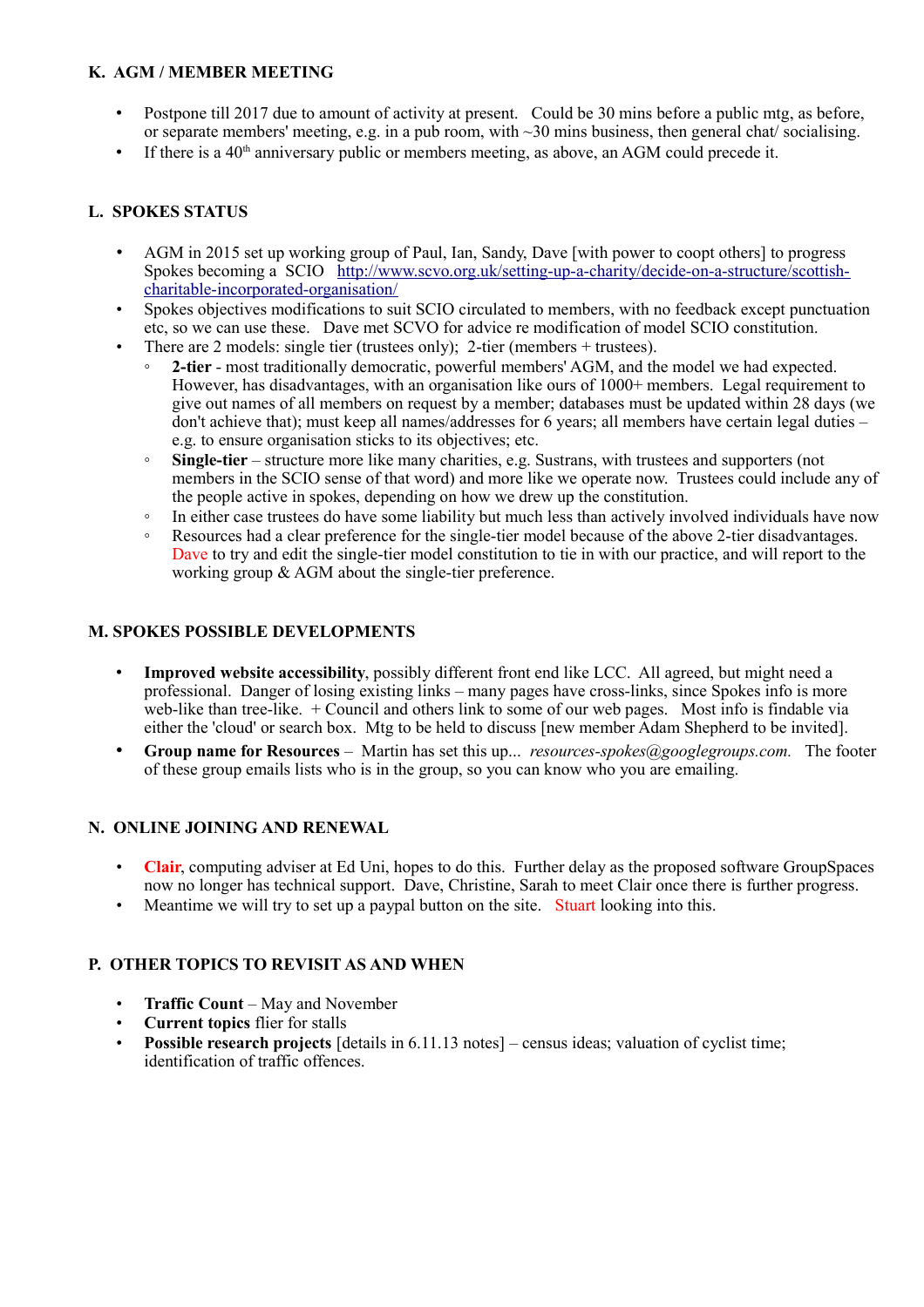## K. AGM / MEMBER MEETING

- Postpone till 2017 due to amount of activity at present. Could be 30 mins before a public mtg, as before, or separate members' meeting, e.g. in a pub room, with ~30 mins business, then general chat/ socialising.
- If there is a 40th anniversary public or members meeting, as above, an AGM could precede it.

## L. SPOKES STATUS

- AGM in 2015 set up working group of Paul, Ian, Sandy, Dave [with power to coopt others] to progress Spokes becoming a SCIO http://www.scvo.org.uk/setting-up-a-charity/decide-on-a-structure/scottish-charitable-incorporated-organisation/
- Spokes objectives modifications to suit SCIO circulated to members, with no feedback except punctuation etc, so we can use these. Dave met SCVO for advice re modification of model SCIO constitution.
- There are 2 models: single tier (trustees only); 2-tier (members + trustees).
  - **2-tier** - most traditionally democratic, powerful members' AGM, and the model we had expected. However, has disadvantages, with an organisation like ours of 1000+ members. Legal requirement to give out names of all members on request by a member; databases must be updated within 28 days (we don't achieve that); must keep all names/addresses for 6 years; all members have certain legal duties – e.g. to ensure organisation sticks to its objectives; etc.
  - **Single-tier** – structure more like many charities, e.g. Sustrans, with trustees and supporters (not members in the SCIO sense of that word) and more like we operate now. Trustees could include any of the people active in spokes, depending on how we drew up the constitution.
  - In either case trustees do have some liability but much less than actively involved individuals have now
  - Resources had a clear preference for the single-tier model because of the above 2-tier disadvantages. Dave to try and edit the single-tier model constitution to tie in with our practice, and will report to the working group & AGM about the single-tier preference.

## M. SPOKES POSSIBLE DEVELOPMENTS

- **Improved website accessibility**, possibly different front end like LCC. All agreed, but might need a professional. Danger of losing existing links – many pages have cross-links, since Spokes info is more web-like than tree-like. + Council and others link to some of our web pages. Most info is findable via either the 'cloud' or search box. Mtg to be held to discuss [new member Adam Shepherd to be invited].
- **Group name for Resources** – Martin has set this up... *resources-spokes@googlegroups.com.* The footer of these group emails lists who is in the group, so you can know who you are emailing.

## N. ONLINE JOINING AND RENEWAL

- **Clair**, computing adviser at Ed Uni, hopes to do this. Further delay as the proposed software GroupSpaces now no longer has technical support. Dave, Christine, Sarah to meet Clair once there is further progress.
- Meantime we will try to set up a paypal button on the site. Stuart looking into this.

## P. OTHER TOPICS TO REVISIT AS AND WHEN

- **Traffic Count** – May and November
- **Current topics** flier for stalls
- **Possible research projects** [details in 6.11.13 notes] – census ideas; valuation of cyclist time; identification of traffic offences.